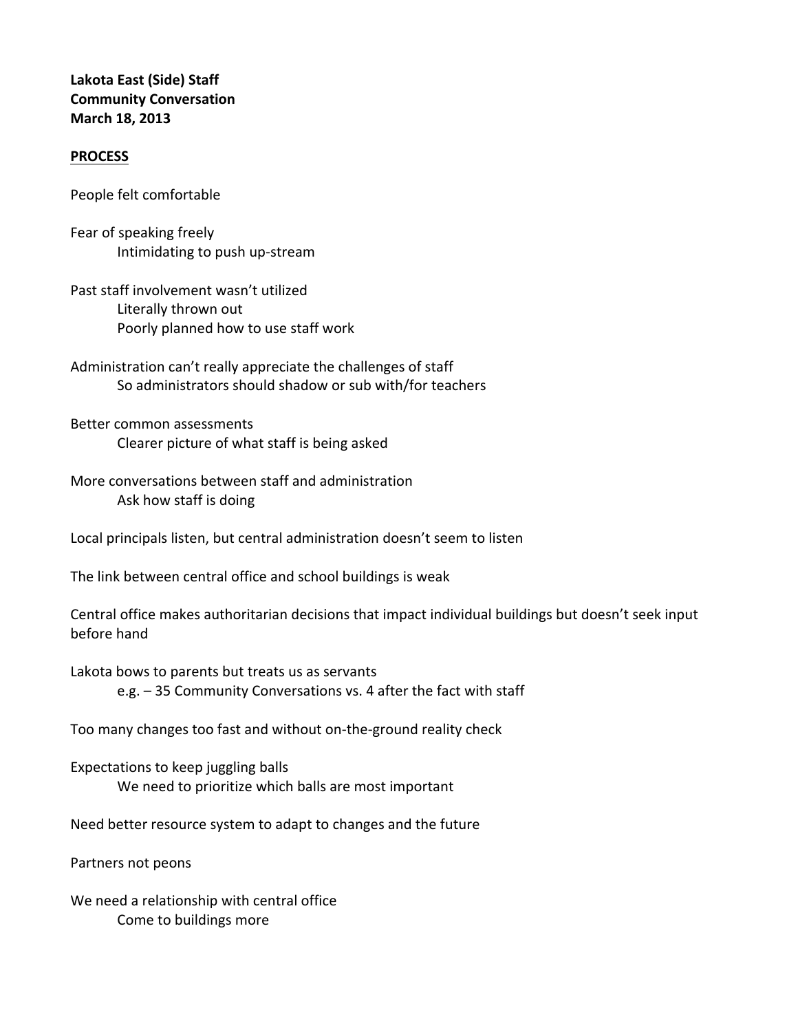**Lakota East (Side) Staff**
**Community Conversation**
**March 18, 2013**

**<u>PROCESS</u>**

People felt comfortable

Fear of speaking freely
- Intimidating to push up-stream

Past staff involvement wasn't utilized
- Literally thrown out
- Poorly planned how to use staff work

Administration can't really appreciate the challenges of staff
- So administrators should shadow or sub with/for teachers

Better common assessments
- Clearer picture of what staff is being asked

More conversations between staff and administration
- Ask how staff is doing

Local principals listen, but central administration doesn't seem to listen

The link between central office and school buildings is weak

Central office makes authoritarian decisions that impact individual buildings but doesn't seek input before hand

Lakota bows to parents but treats us as servants
- e.g. – 35 Community Conversations vs. 4 after the fact with staff

Too many changes too fast and without on-the-ground reality check

Expectations to keep juggling balls
- We need to prioritize which balls are most important

Need better resource system to adapt to changes and the future

Partners not peons

We need a relationship with central office
- Come to buildings more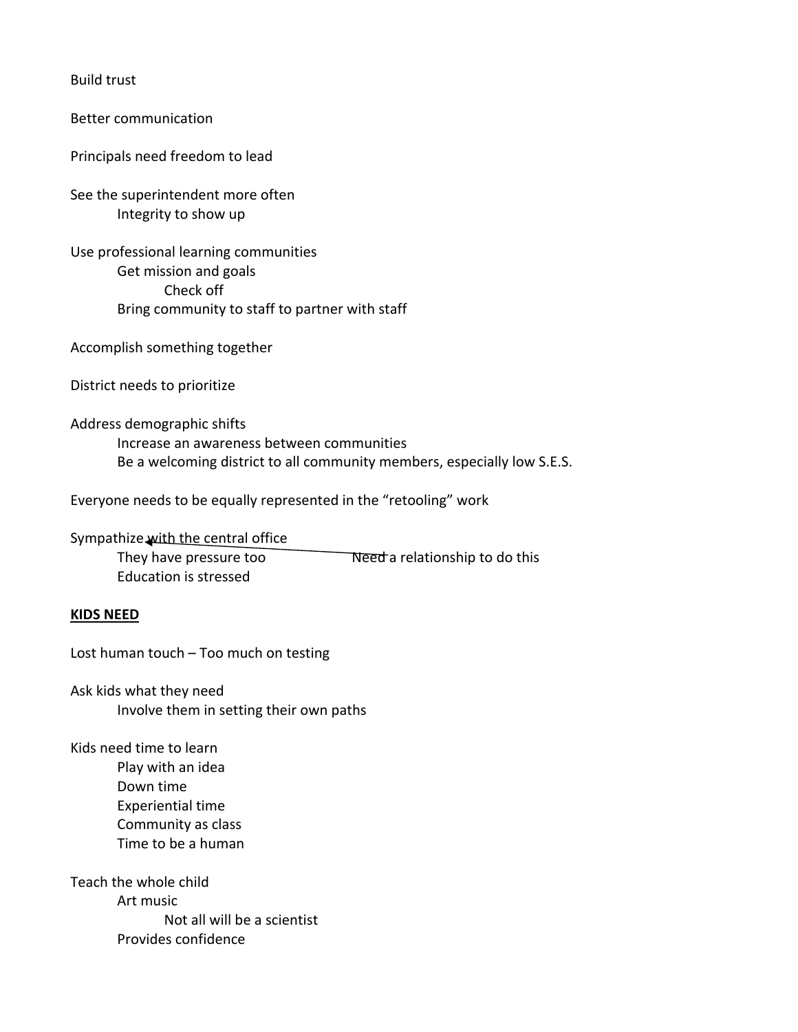Build trust

Better communication

Principals need freedom to lead

See the superintendent more often
- Integrity to show up

Use professional learning communities
- Get mission and goals
  - Check off
- Bring community to staff to partner with staff

Accomplish something together

District needs to prioritize

Address demographic shifts
- Increase an awareness between communities
- Be a welcoming district to all community members, especially low S.E.S.

Everyone needs to be equally represented in the "retooling" work

Sympathize with the central office ← Need a relationship to do this
- They have pressure too
- Education is stressed

**KIDS NEED**

Lost human touch – Too much on testing

Ask kids what they need
- Involve them in setting their own paths

Kids need time to learn
- Play with an idea
- Down time
- Experiential time
- Community as class
- Time to be a human

Teach the whole child
- Art music
  - Not all will be a scientist
- Provides confidence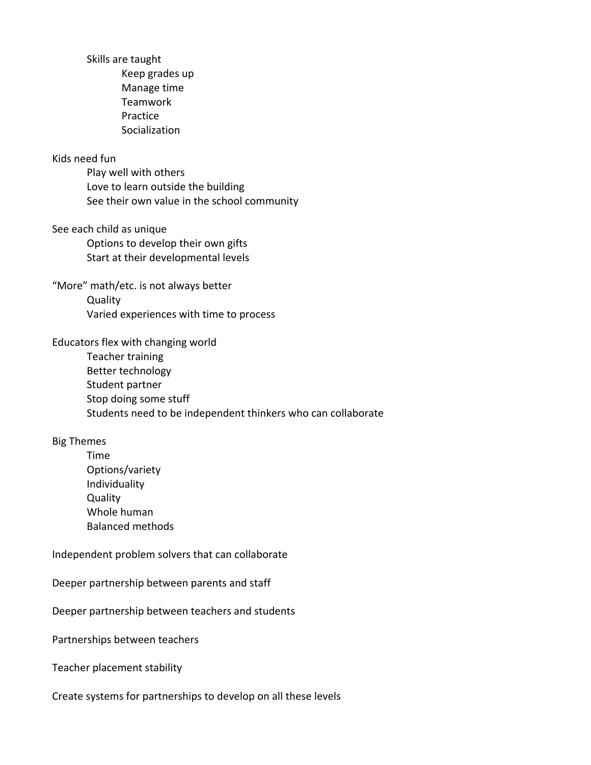- Skills are taught
  - Keep grades up
  - Manage time
  - Teamwork
  - Practice
  - Socialization

Kids need fun
- Play well with others
- Love to learn outside the building
- See their own value in the school community

See each child as unique
- Options to develop their own gifts
- Start at their developmental levels

“More” math/etc. is not always better
- Quality
- Varied experiences with time to process

Educators flex with changing world
- Teacher training
- Better technology
- Student partner
- Stop doing some stuff
- Students need to be independent thinkers who can collaborate

Big Themes
- Time
- Options/variety
- Individuality
- Quality
- Whole human
- Balanced methods

Independent problem solvers that can collaborate

Deeper partnership between parents and staff

Deeper partnership between teachers and students

Partnerships between teachers

Teacher placement stability

Create systems for partnerships to develop on all these levels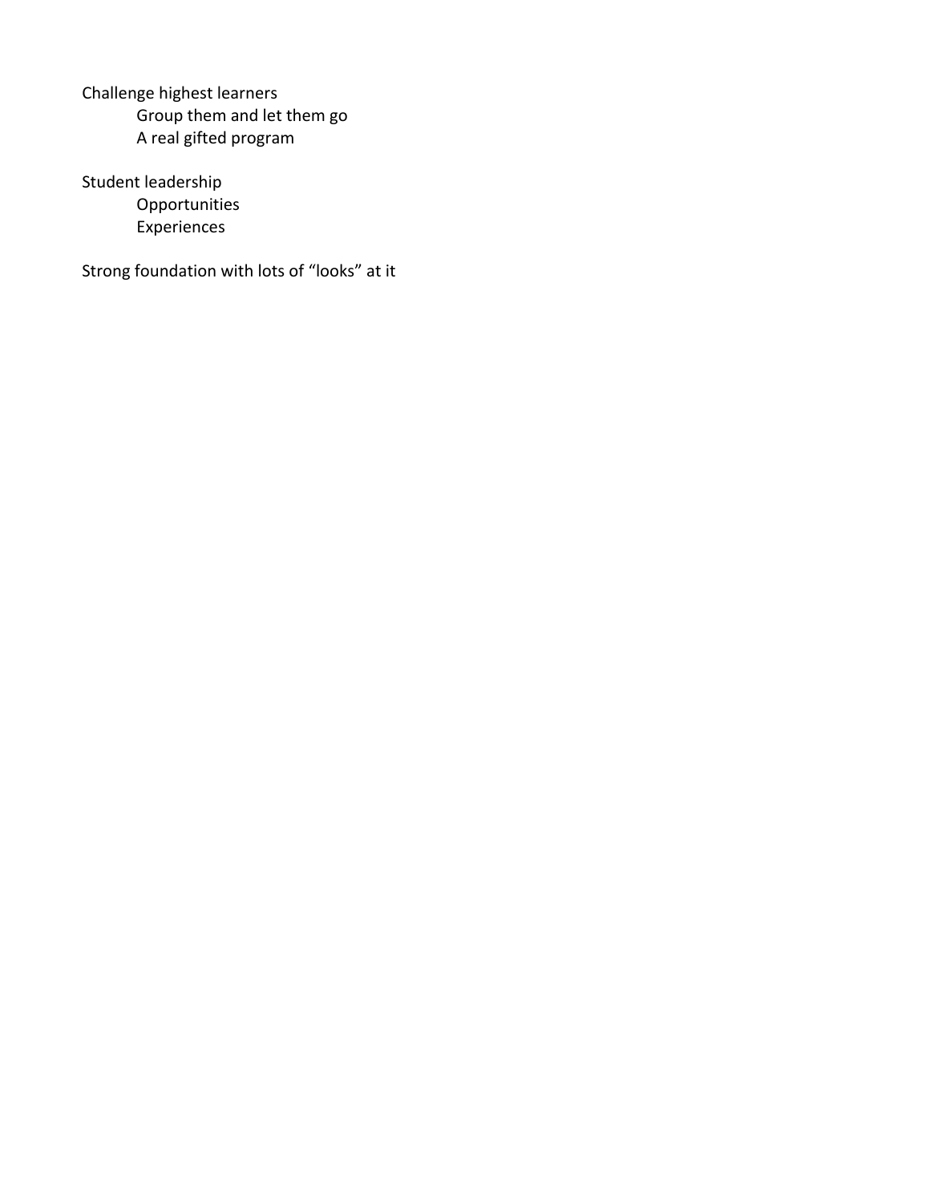Challenge highest learners

- Group them and let them go
- A real gifted program

Student leadership

- Opportunities
- Experiences

Strong foundation with lots of "looks" at it